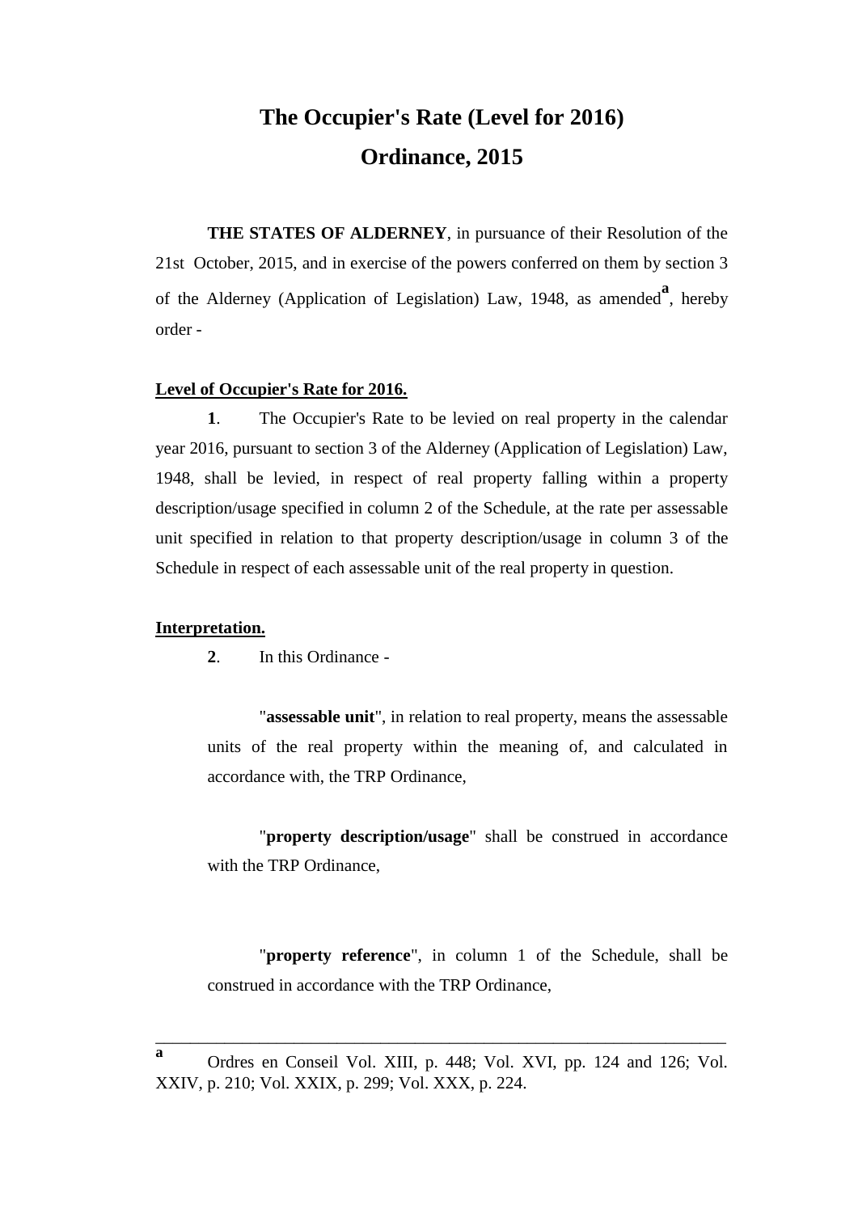# The Occupier's Rate (Level for 2016) Ordinance, 2015

**THE STATES OF ALDERNEY**, in pursuance of their Resolution of the 21st October, 2015, and in exercise of the powers conferred on them by section 3 of the Alderney (Application of Legislation) Law, 1948, as amended[a], hereby order -

**Level of Occupier's Rate for 2016.**

**1**. The Occupier's Rate to be levied on real property in the calendar year 2016, pursuant to section 3 of the Alderney (Application of Legislation) Law, 1948, shall be levied, in respect of real property falling within a property description/usage specified in column 2 of the Schedule, at the rate per assessable unit specified in relation to that property description/usage in column 3 of the Schedule in respect of each assessable unit of the real property in question.

**Interpretation.**

**2**. In this Ordinance -

"**assessable unit**", in relation to real property, means the assessable units of the real property within the meaning of, and calculated in accordance with, the TRP Ordinance,

"**property description/usage**" shall be construed in accordance with the TRP Ordinance,

"**property reference**", in column 1 of the Schedule, shall be construed in accordance with the TRP Ordinance,

---

[a] Ordres en Conseil Vol. XIII, p. 448; Vol. XVI, pp. 124 and 126; Vol. XXIV, p. 210; Vol. XXIX, p. 299; Vol. XXX, p. 224.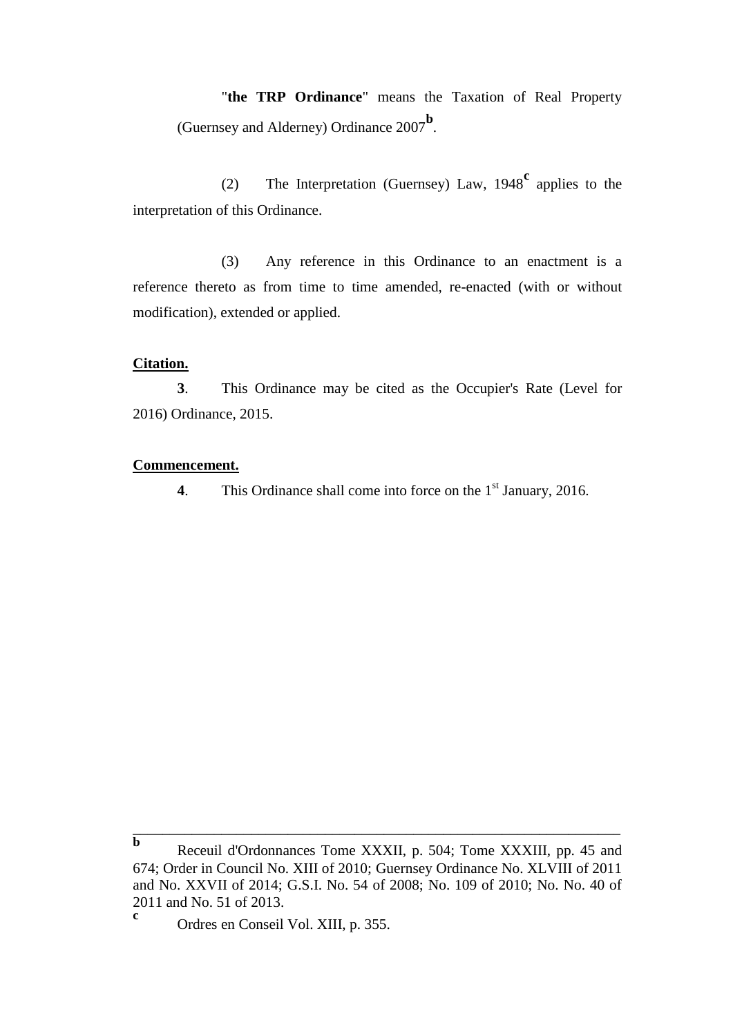"**the TRP Ordinance**" means the Taxation of Real Property (Guernsey and Alderney) Ordinance 2007[b].

(2) The Interpretation (Guernsey) Law, 1948[c] applies to the interpretation of this Ordinance.

(3) Any reference in this Ordinance to an enactment is a reference thereto as from time to time amended, re-enacted (with or without modification), extended or applied.

**Citation.**

**3**. This Ordinance may be cited as the Occupier's Rate (Level for 2016) Ordinance, 2015.

**Commencement.**

**4**. This Ordinance shall come into force on the 1st January, 2016.

---

**b** Receuil d'Ordonnances Tome XXXII, p. 504; Tome XXXIII, pp. 45 and 674; Order in Council No. XIII of 2010; Guernsey Ordinance No. XLVIII of 2011 and No. XXVII of 2014; G.S.I. No. 54 of 2008; No. 109 of 2010; No. No. 40 of 2011 and No. 51 of 2013.

**c** Ordres en Conseil Vol. XIII, p. 355.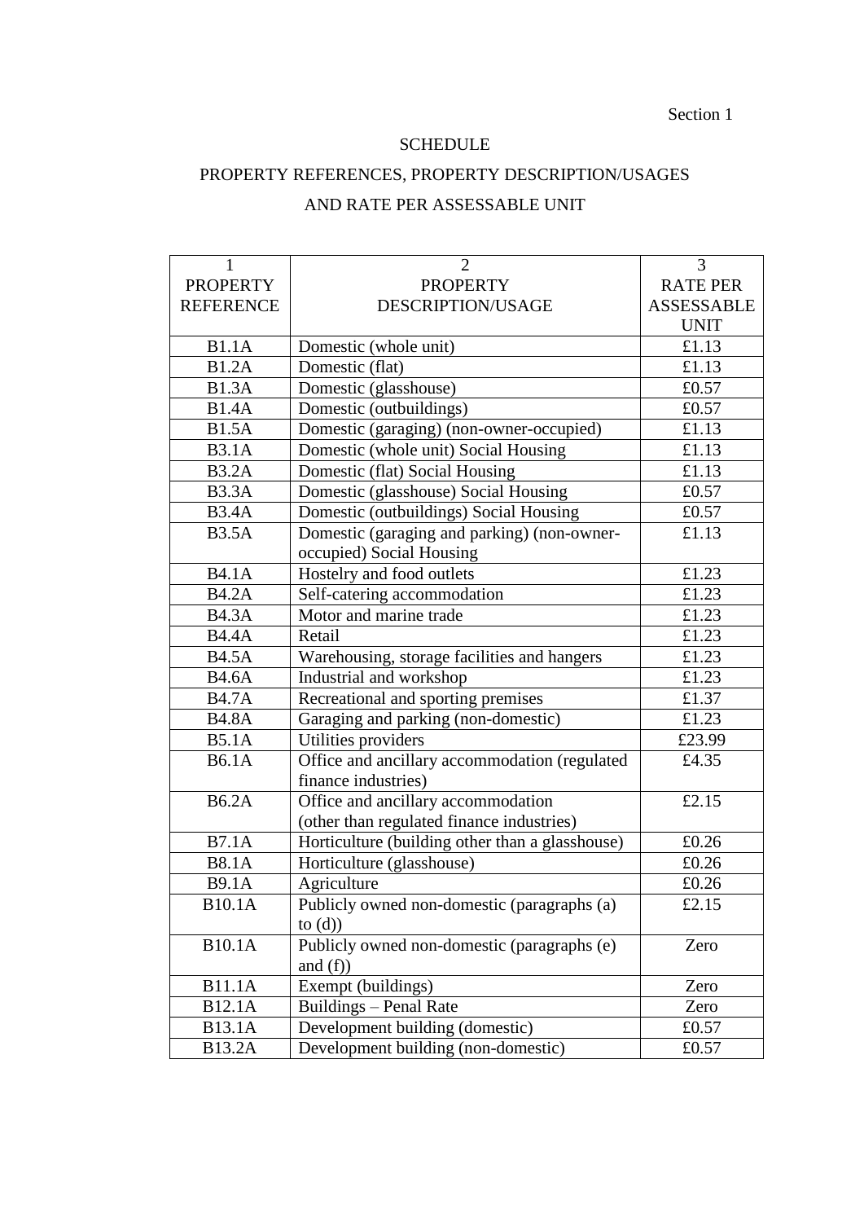Section 1

SCHEDULE

PROPERTY REFERENCES, PROPERTY DESCRIPTION/USAGES

AND RATE PER ASSESSABLE UNIT

| 1<br>PROPERTY REFERENCE | 2<br>PROPERTY DESCRIPTION/USAGE | 3<br>RATE PER ASSESSABLE UNIT |
|---|---|---|
| B1.1A | Domestic (whole unit) | £1.13 |
| B1.2A | Domestic (flat) | £1.13 |
| B1.3A | Domestic (glasshouse) | £0.57 |
| B1.4A | Domestic (outbuildings) | £0.57 |
| B1.5A | Domestic (garaging) (non-owner-occupied) | £1.13 |
| B3.1A | Domestic (whole unit) Social Housing | £1.13 |
| B3.2A | Domestic (flat) Social Housing | £1.13 |
| B3.3A | Domestic (glasshouse) Social Housing | £0.57 |
| B3.4A | Domestic (outbuildings) Social Housing | £0.57 |
| B3.5A | Domestic (garaging and parking) (non-owner-occupied) Social Housing | £1.13 |
| B4.1A | Hostelry and food outlets | £1.23 |
| B4.2A | Self-catering accommodation | £1.23 |
| B4.3A | Motor and marine trade | £1.23 |
| B4.4A | Retail | £1.23 |
| B4.5A | Warehousing, storage facilities and hangers | £1.23 |
| B4.6A | Industrial and workshop | £1.23 |
| B4.7A | Recreational and sporting premises | £1.37 |
| B4.8A | Garaging and parking (non-domestic) | £1.23 |
| B5.1A | Utilities providers | £23.99 |
| B6.1A | Office and ancillary accommodation (regulated finance industries) | £4.35 |
| B6.2A | Office and ancillary accommodation (other than regulated finance industries) | £2.15 |
| B7.1A | Horticulture (building other than a glasshouse) | £0.26 |
| B8.1A | Horticulture (glasshouse) | £0.26 |
| B9.1A | Agriculture | £0.26 |
| B10.1A | Publicly owned non-domestic (paragraphs (a) to (d)) | £2.15 |
| B10.1A | Publicly owned non-domestic (paragraphs (e) and (f)) | Zero |
| B11.1A | Exempt (buildings) | Zero |
| B12.1A | Buildings – Penal Rate | Zero |
| B13.1A | Development building (domestic) | £0.57 |
| B13.2A | Development building (non-domestic) | £0.57 |